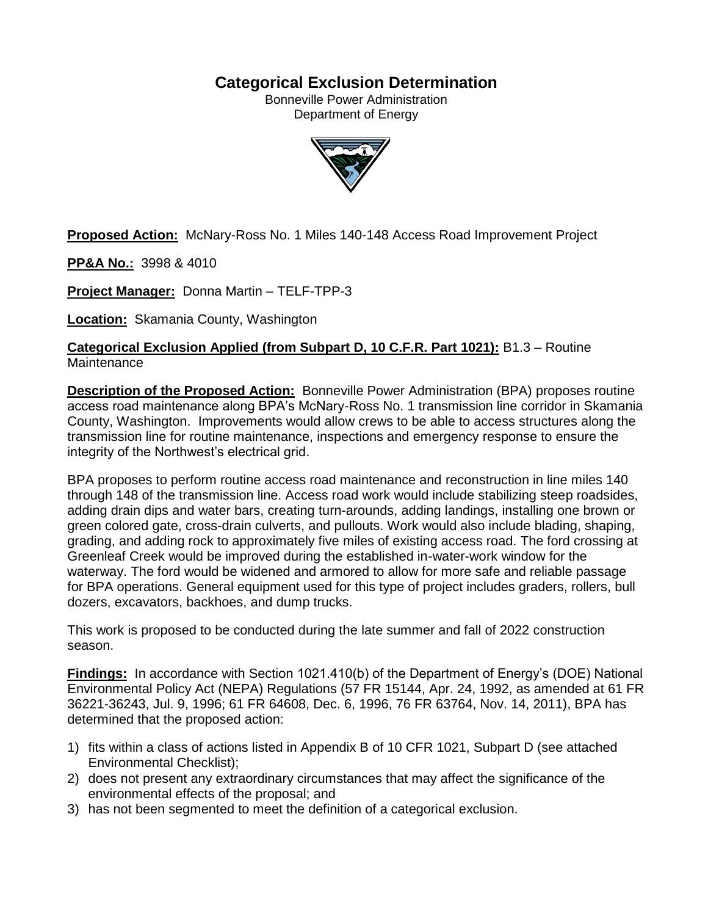# Categorical Exclusion Determination

Bonneville Power Administration
Department of Energy

**Proposed Action:** McNary-Ross No. 1 Miles 140-148 Access Road Improvement Project

**PP&A No.:** 3998 & 4010

**Project Manager:** Donna Martin – TELF-TPP-3

**Location:** Skamania County, Washington

**Categorical Exclusion Applied (from Subpart D, 10 C.F.R. Part 1021):** B1.3 – Routine Maintenance

**Description of the Proposed Action:** Bonneville Power Administration (BPA) proposes routine access road maintenance along BPA's McNary-Ross No. 1 transmission line corridor in Skamania County, Washington. Improvements would allow crews to be able to access structures along the transmission line for routine maintenance, inspections and emergency response to ensure the integrity of the Northwest's electrical grid.

BPA proposes to perform routine access road maintenance and reconstruction in line miles 140 through 148 of the transmission line. Access road work would include stabilizing steep roadsides, adding drain dips and water bars, creating turn-arounds, adding landings, installing one brown or green colored gate, cross-drain culverts, and pullouts. Work would also include blading, shaping, grading, and adding rock to approximately five miles of existing access road. The ford crossing at Greenleaf Creek would be improved during the established in-water-work window for the waterway. The ford would be widened and armored to allow for more safe and reliable passage for BPA operations. General equipment used for this type of project includes graders, rollers, bull dozers, excavators, backhoes, and dump trucks.

This work is proposed to be conducted during the late summer and fall of 2022 construction season.

**Findings:** In accordance with Section 1021.410(b) of the Department of Energy's (DOE) National Environmental Policy Act (NEPA) Regulations (57 FR 15144, Apr. 24, 1992, as amended at 61 FR 36221-36243, Jul. 9, 1996; 61 FR 64608, Dec. 6, 1996, 76 FR 63764, Nov. 14, 2011), BPA has determined that the proposed action:

1) fits within a class of actions listed in Appendix B of 10 CFR 1021, Subpart D (see attached Environmental Checklist);
2) does not present any extraordinary circumstances that may affect the significance of the environmental effects of the proposal; and
3) has not been segmented to meet the definition of a categorical exclusion.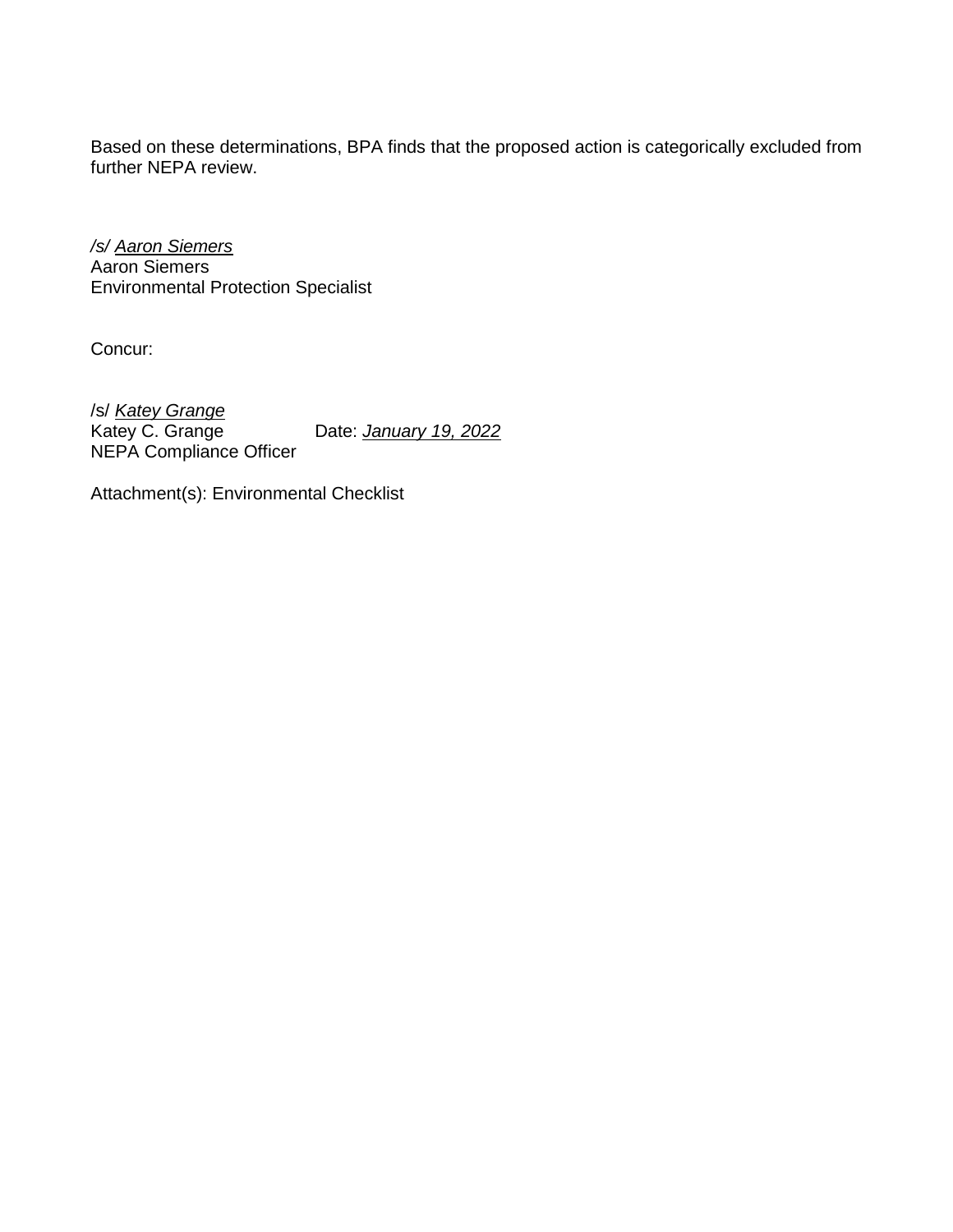Based on these determinations, BPA finds that the proposed action is categorically excluded from further NEPA review.

*/s/ Aaron Siemers*
Aaron Siemers
Environmental Protection Specialist

Concur:

/s/ *Katey Grange*
Katey C. Grange Date: *January 19, 2022*
NEPA Compliance Officer

Attachment(s): Environmental Checklist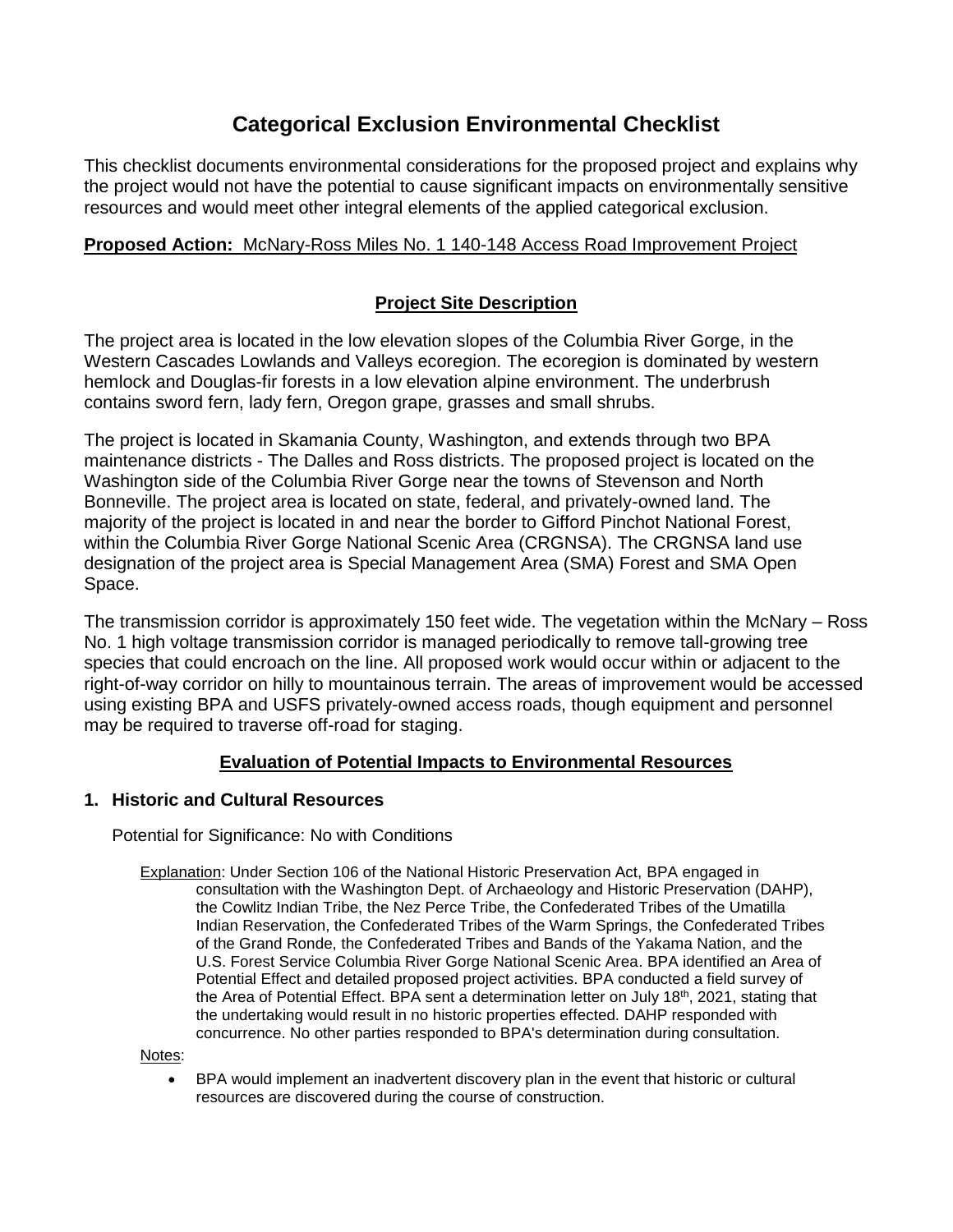# Categorical Exclusion Environmental Checklist

This checklist documents environmental considerations for the proposed project and explains why the project would not have the potential to cause significant impacts on environmentally sensitive resources and would meet other integral elements of the applied categorical exclusion.

**Proposed Action:** McNary-Ross Miles No. 1 140-148 Access Road Improvement Project

## Project Site Description

The project area is located in the low elevation slopes of the Columbia River Gorge, in the Western Cascades Lowlands and Valleys ecoregion. The ecoregion is dominated by western hemlock and Douglas-fir forests in a low elevation alpine environment. The underbrush contains sword fern, lady fern, Oregon grape, grasses and small shrubs.

The project is located in Skamania County, Washington, and extends through two BPA maintenance districts - The Dalles and Ross districts. The proposed project is located on the Washington side of the Columbia River Gorge near the towns of Stevenson and North Bonneville. The project area is located on state, federal, and privately-owned land. The majority of the project is located in and near the border to Gifford Pinchot National Forest, within the Columbia River Gorge National Scenic Area (CRGNSA). The CRGNSA land use designation of the project area is Special Management Area (SMA) Forest and SMA Open Space.

The transmission corridor is approximately 150 feet wide. The vegetation within the McNary – Ross No. 1 high voltage transmission corridor is managed periodically to remove tall-growing tree species that could encroach on the line. All proposed work would occur within or adjacent to the right-of-way corridor on hilly to mountainous terrain. The areas of improvement would be accessed using existing BPA and USFS privately-owned access roads, though equipment and personnel may be required to traverse off-road for staging.

## Evaluation of Potential Impacts to Environmental Resources

### 1. Historic and Cultural Resources

Potential for Significance: No with Conditions

Explanation: Under Section 106 of the National Historic Preservation Act, BPA engaged in consultation with the Washington Dept. of Archaeology and Historic Preservation (DAHP), the Cowlitz Indian Tribe, the Nez Perce Tribe, the Confederated Tribes of the Umatilla Indian Reservation, the Confederated Tribes of the Warm Springs, the Confederated Tribes of the Grand Ronde, the Confederated Tribes and Bands of the Yakama Nation, and the U.S. Forest Service Columbia River Gorge National Scenic Area. BPA identified an Area of Potential Effect and detailed proposed project activities. BPA conducted a field survey of the Area of Potential Effect. BPA sent a determination letter on July 18th, 2021, stating that the undertaking would result in no historic properties effected. DAHP responded with concurrence. No other parties responded to BPA's determination during consultation.

Notes:

- BPA would implement an inadvertent discovery plan in the event that historic or cultural resources are discovered during the course of construction.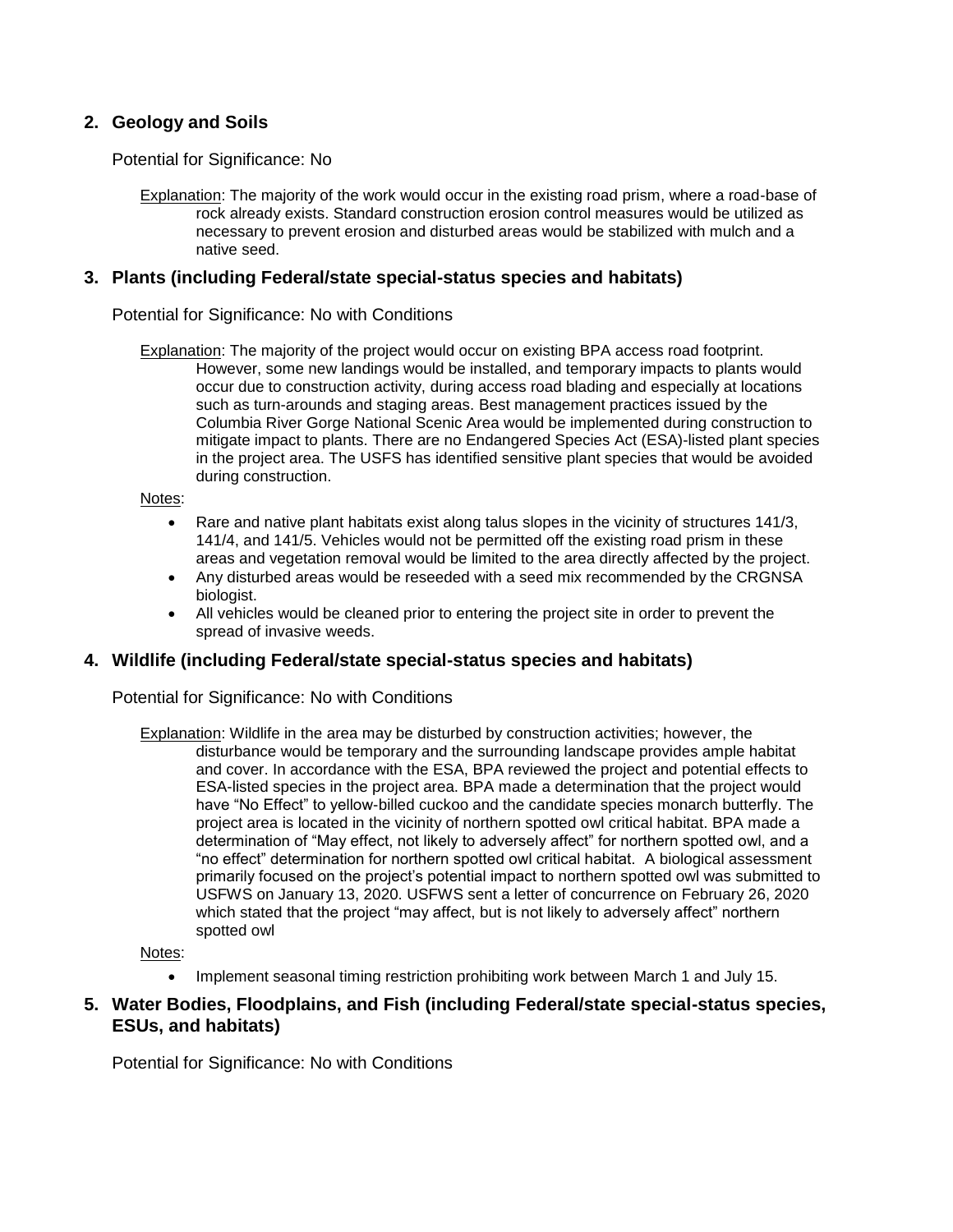## 2. Geology and Soils

Potential for Significance: No

Explanation: The majority of the work would occur in the existing road prism, where a road-base of rock already exists. Standard construction erosion control measures would be utilized as necessary to prevent erosion and disturbed areas would be stabilized with mulch and a native seed.

## 3. Plants (including Federal/state special-status species and habitats)

Potential for Significance: No with Conditions

Explanation: The majority of the project would occur on existing BPA access road footprint. However, some new landings would be installed, and temporary impacts to plants would occur due to construction activity, during access road blading and especially at locations such as turn-arounds and staging areas. Best management practices issued by the Columbia River Gorge National Scenic Area would be implemented during construction to mitigate impact to plants. There are no Endangered Species Act (ESA)-listed plant species in the project area. The USFS has identified sensitive plant species that would be avoided during construction.

Notes:

- Rare and native plant habitats exist along talus slopes in the vicinity of structures 141/3, 141/4, and 141/5. Vehicles would not be permitted off the existing road prism in these areas and vegetation removal would be limited to the area directly affected by the project.
- Any disturbed areas would be reseeded with a seed mix recommended by the CRGNSA biologist.
- All vehicles would be cleaned prior to entering the project site in order to prevent the spread of invasive weeds.

## 4. Wildlife (including Federal/state special-status species and habitats)

Potential for Significance: No with Conditions

Explanation: Wildlife in the area may be disturbed by construction activities; however, the disturbance would be temporary and the surrounding landscape provides ample habitat and cover. In accordance with the ESA, BPA reviewed the project and potential effects to ESA-listed species in the project area. BPA made a determination that the project would have "No Effect" to yellow-billed cuckoo and the candidate species monarch butterfly. The project area is located in the vicinity of northern spotted owl critical habitat. BPA made a determination of "May effect, not likely to adversely affect" for northern spotted owl, and a "no effect" determination for northern spotted owl critical habitat. A biological assessment primarily focused on the project's potential impact to northern spotted owl was submitted to USFWS on January 13, 2020. USFWS sent a letter of concurrence on February 26, 2020 which stated that the project "may affect, but is not likely to adversely affect" northern spotted owl

Notes:

- Implement seasonal timing restriction prohibiting work between March 1 and July 15.

## 5. Water Bodies, Floodplains, and Fish (including Federal/state special-status species, ESUs, and habitats)

Potential for Significance: No with Conditions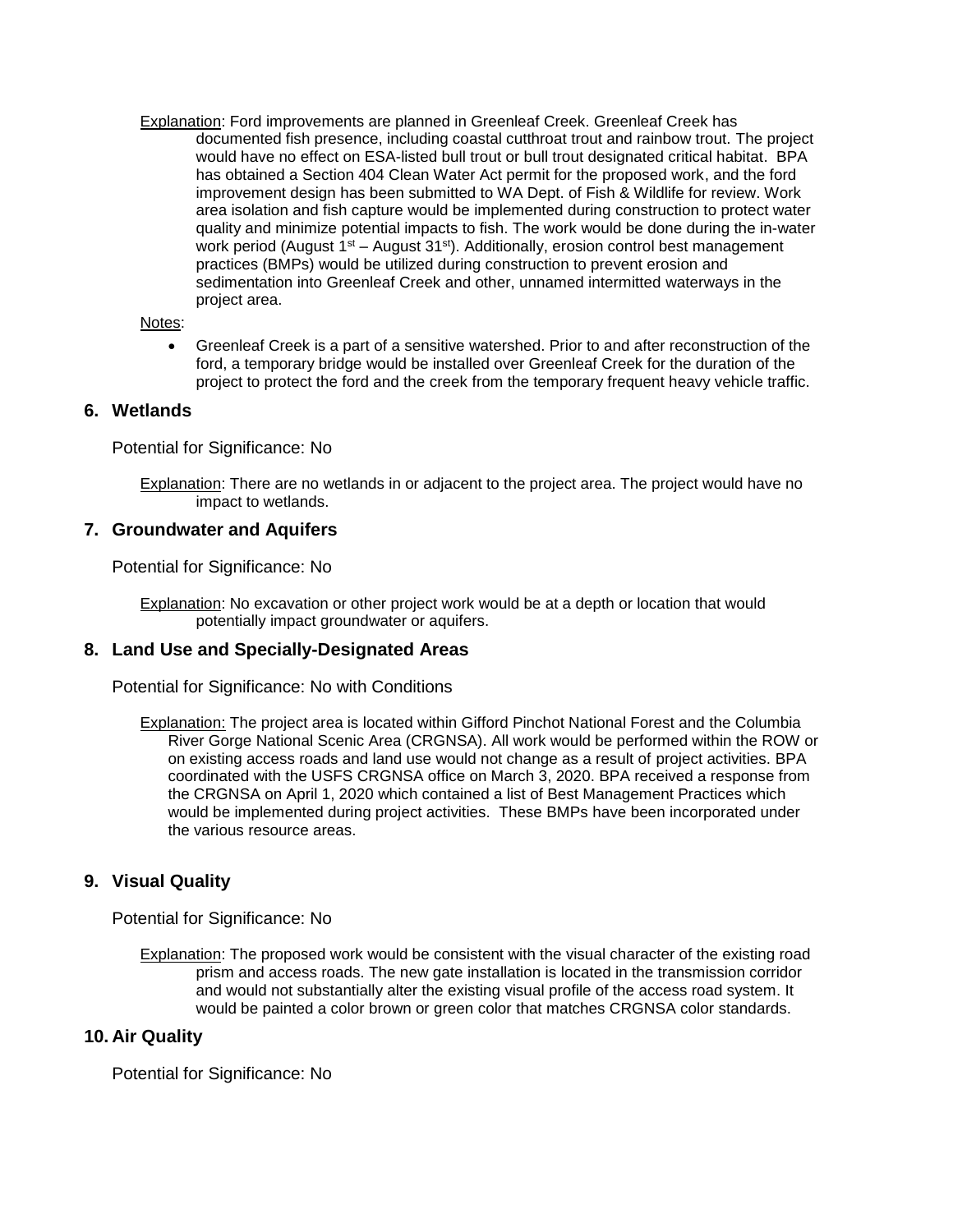Explanation: Ford improvements are planned in Greenleaf Creek. Greenleaf Creek has documented fish presence, including coastal cutthroat trout and rainbow trout. The project would have no effect on ESA-listed bull trout or bull trout designated critical habitat. BPA has obtained a Section 404 Clean Water Act permit for the proposed work, and the ford improvement design has been submitted to WA Dept. of Fish & Wildlife for review. Work area isolation and fish capture would be implemented during construction to protect water quality and minimize potential impacts to fish. The work would be done during the in-water work period (August 1st – August 31st). Additionally, erosion control best management practices (BMPs) would be utilized during construction to prevent erosion and sedimentation into Greenleaf Creek and other, unnamed intermitted waterways in the project area.

Notes:

- Greenleaf Creek is a part of a sensitive watershed. Prior to and after reconstruction of the ford, a temporary bridge would be installed over Greenleaf Creek for the duration of the project to protect the ford and the creek from the temporary frequent heavy vehicle traffic.

## 6. Wetlands

Potential for Significance: No

Explanation: There are no wetlands in or adjacent to the project area. The project would have no impact to wetlands.

## 7. Groundwater and Aquifers

Potential for Significance: No

Explanation: No excavation or other project work would be at a depth or location that would potentially impact groundwater or aquifers.

## 8. Land Use and Specially-Designated Areas

Potential for Significance: No with Conditions

Explanation: The project area is located within Gifford Pinchot National Forest and the Columbia River Gorge National Scenic Area (CRGNSA). All work would be performed within the ROW or on existing access roads and land use would not change as a result of project activities. BPA coordinated with the USFS CRGNSA office on March 3, 2020. BPA received a response from the CRGNSA on April 1, 2020 which contained a list of Best Management Practices which would be implemented during project activities. These BMPs have been incorporated under the various resource areas.

## 9. Visual Quality

Potential for Significance: No

Explanation: The proposed work would be consistent with the visual character of the existing road prism and access roads. The new gate installation is located in the transmission corridor and would not substantially alter the existing visual profile of the access road system. It would be painted a color brown or green color that matches CRGNSA color standards.

## 10. Air Quality

Potential for Significance: No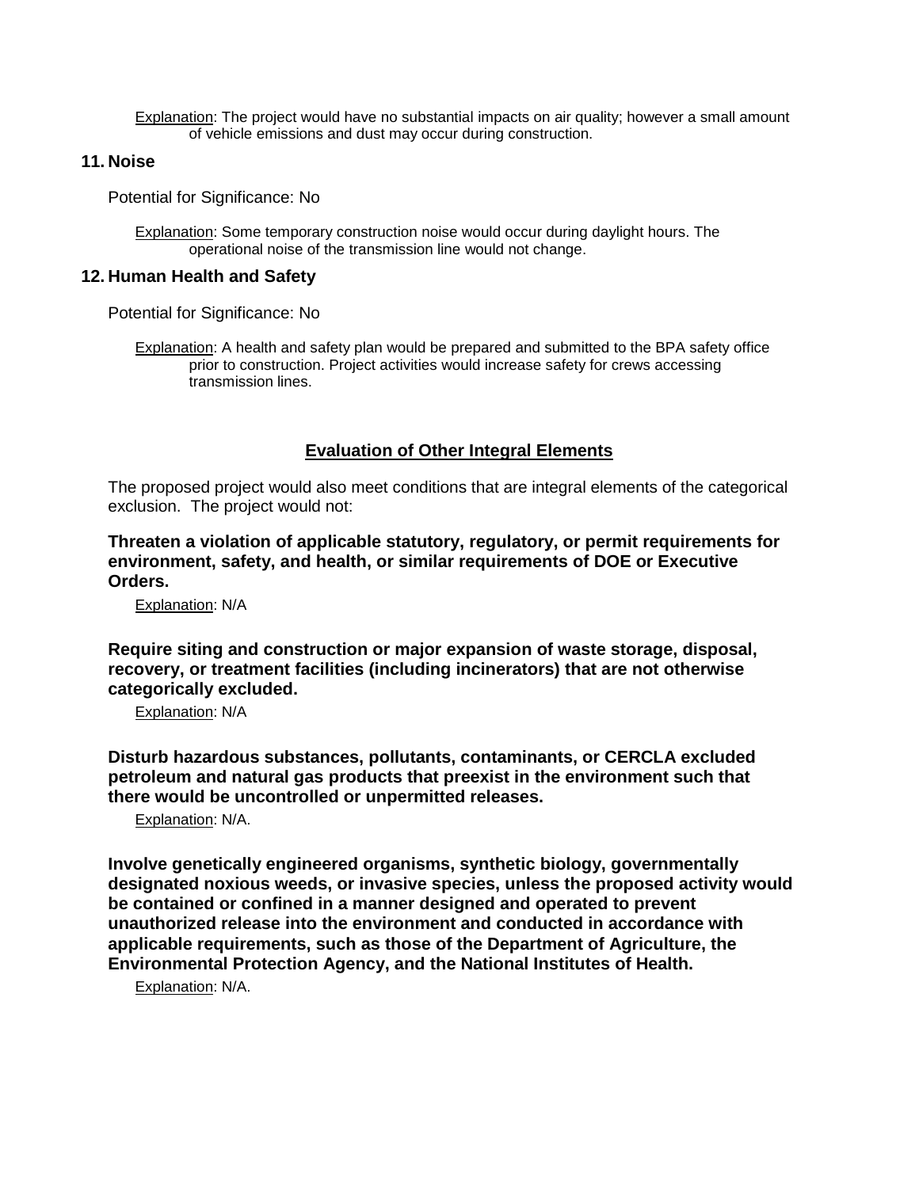Explanation: The project would have no substantial impacts on air quality; however a small amount of vehicle emissions and dust may occur during construction.

### 11. Noise

Potential for Significance: No

Explanation: Some temporary construction noise would occur during daylight hours. The operational noise of the transmission line would not change.

### 12. Human Health and Safety

Potential for Significance: No

Explanation: A health and safety plan would be prepared and submitted to the BPA safety office prior to construction. Project activities would increase safety for crews accessing transmission lines.

## Evaluation of Other Integral Elements

The proposed project would also meet conditions that are integral elements of the categorical exclusion. The project would not:

**Threaten a violation of applicable statutory, regulatory, or permit requirements for environment, safety, and health, or similar requirements of DOE or Executive Orders.**

Explanation: N/A

**Require siting and construction or major expansion of waste storage, disposal, recovery, or treatment facilities (including incinerators) that are not otherwise categorically excluded.**

Explanation: N/A

**Disturb hazardous substances, pollutants, contaminants, or CERCLA excluded petroleum and natural gas products that preexist in the environment such that there would be uncontrolled or unpermitted releases.**

Explanation: N/A.

**Involve genetically engineered organisms, synthetic biology, governmentally designated noxious weeds, or invasive species, unless the proposed activity would be contained or confined in a manner designed and operated to prevent unauthorized release into the environment and conducted in accordance with applicable requirements, such as those of the Department of Agriculture, the Environmental Protection Agency, and the National Institutes of Health.**

Explanation: N/A.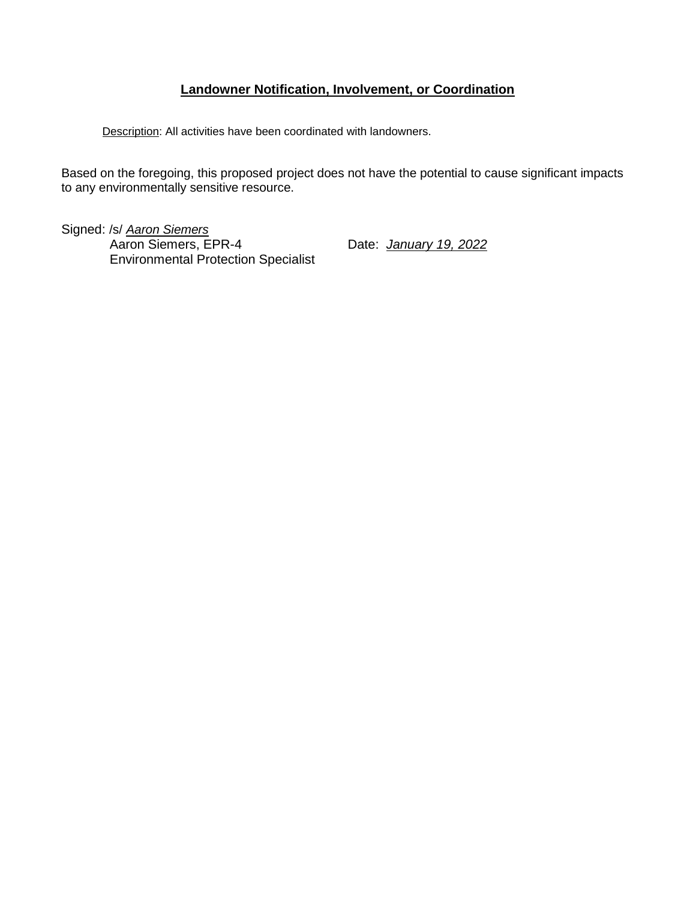**Landowner Notification, Involvement, or Coordination**

Description: All activities have been coordinated with landowners.

Based on the foregoing, this proposed project does not have the potential to cause significant impacts to any environmentally sensitive resource.

Signed: /s/ *Aaron Siemers*
Aaron Siemers, EPR-4
Environmental Protection Specialist

Date: *January 19, 2022*